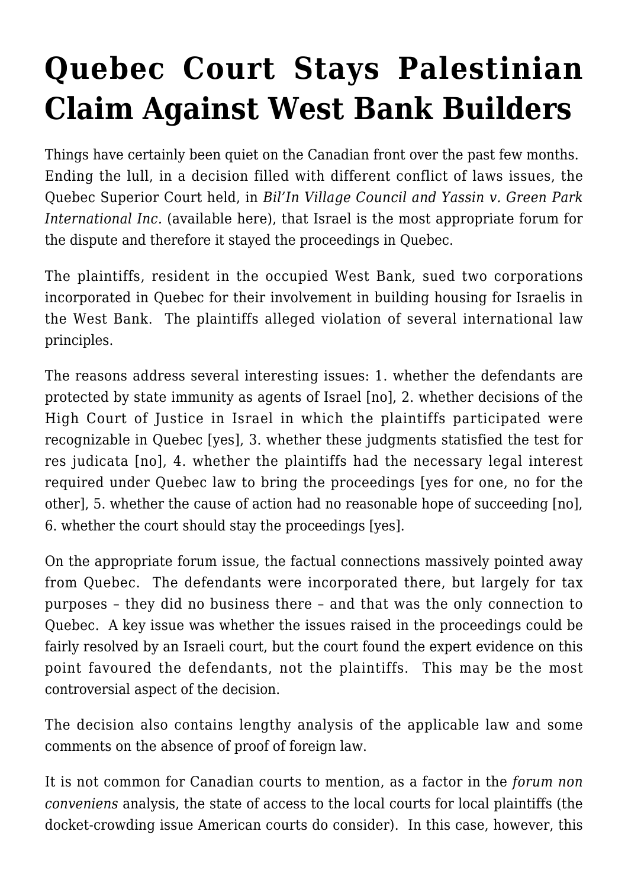# Quebec Court Stays Palestinian Claim Against West Bank Builders

Things have certainly been quiet on the Canadian front over the past few months. Ending the lull, in a decision filled with different conflict of laws issues, the Quebec Superior Court held, in *Bil'In Village Council and Yassin v. Green Park International Inc.* (available here), that Israel is the most appropriate forum for the dispute and therefore it stayed the proceedings in Quebec.

The plaintiffs, resident in the occupied West Bank, sued two corporations incorporated in Quebec for their involvement in building housing for Israelis in the West Bank. The plaintiffs alleged violation of several international law principles.

The reasons address several interesting issues: 1. whether the defendants are protected by state immunity as agents of Israel [no], 2. whether decisions of the High Court of Justice in Israel in which the plaintiffs participated were recognizable in Quebec [yes], 3. whether these judgments statisfied the test for res judicata [no], 4. whether the plaintiffs had the necessary legal interest required under Quebec law to bring the proceedings [yes for one, no for the other], 5. whether the cause of action had no reasonable hope of succeeding [no], 6. whether the court should stay the proceedings [yes].

On the appropriate forum issue, the factual connections massively pointed away from Quebec. The defendants were incorporated there, but largely for tax purposes – they did no business there – and that was the only connection to Quebec. A key issue was whether the issues raised in the proceedings could be fairly resolved by an Israeli court, but the court found the expert evidence on this point favoured the defendants, not the plaintiffs. This may be the most controversial aspect of the decision.

The decision also contains lengthy analysis of the applicable law and some comments on the absence of proof of foreign law.

It is not common for Canadian courts to mention, as a factor in the *forum non conveniens* analysis, the state of access to the local courts for local plaintiffs (the docket-crowding issue American courts do consider). In this case, however, this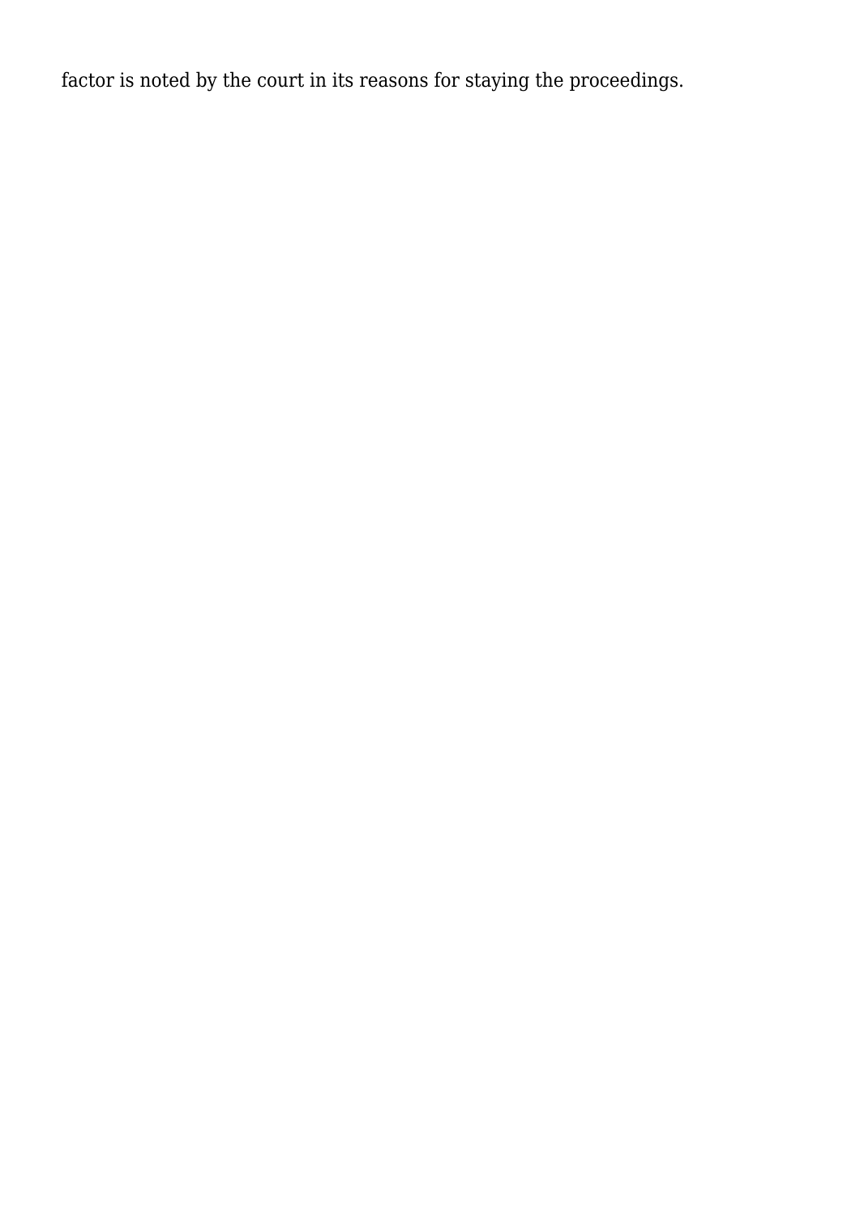factor is noted by the court in its reasons for staying the proceedings.